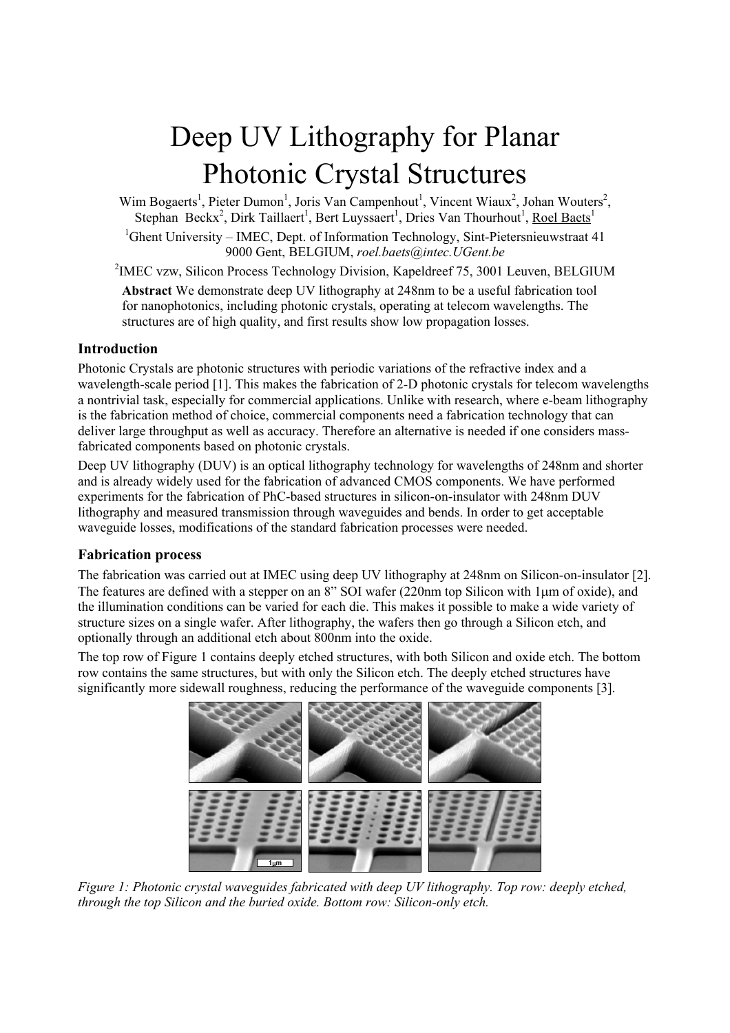# Deep UV Lithography for Planar Photonic Crystal Structures

Wim Bogaerts[1], Pieter Dumon[1], Joris Van Campenhout[1], Vincent Wiaux[2], Johan Wouters[2], Stephan Beckx[2], Dirk Taillaert[1], Bert Luyssaert[1], Dries Van Thourhout[1], Roel Baets[1]

[1]Ghent University – IMEC, Dept. of Information Technology, Sint-Pietersnieuwstraat 41 9000 Gent, BELGIUM, *roel.baets@intec.UGent.be*

[2]IMEC vzw, Silicon Process Technology Division, Kapeldreef 75, 3001 Leuven, BELGIUM

**Abstract** We demonstrate deep UV lithography at 248nm to be a useful fabrication tool for nanophotonics, including photonic crystals, operating at telecom wavelengths. The structures are of high quality, and first results show low propagation losses.

## Introduction

Photonic Crystals are photonic structures with periodic variations of the refractive index and a wavelength-scale period [1]. This makes the fabrication of 2-D photonic crystals for telecom wavelengths a nontrivial task, especially for commercial applications. Unlike with research, where e-beam lithography is the fabrication method of choice, commercial components need a fabrication technology that can deliver large throughput as well as accuracy. Therefore an alternative is needed if one considers mass-fabricated components based on photonic crystals.

Deep UV lithography (DUV) is an optical lithography technology for wavelengths of 248nm and shorter and is already widely used for the fabrication of advanced CMOS components. We have performed experiments for the fabrication of PhC-based structures in silicon-on-insulator with 248nm DUV lithography and measured transmission through waveguides and bends. In order to get acceptable waveguide losses, modifications of the standard fabrication processes were needed.

## Fabrication process

The fabrication was carried out at IMEC using deep UV lithography at 248nm on Silicon-on-insulator [2]. The features are defined with a stepper on an 8" SOI wafer (220nm top Silicon with 1μm of oxide), and the illumination conditions can be varied for each die. This makes it possible to make a wide variety of structure sizes on a single wafer. After lithography, the wafers then go through a Silicon etch, and optionally through an additional etch about 800nm into the oxide.

The top row of Figure 1 contains deeply etched structures, with both Silicon and oxide etch. The bottom row contains the same structures, but with only the Silicon etch. The deeply etched structures have significantly more sidewall roughness, reducing the performance of the waveguide components [3].

*Figure 1: Photonic crystal waveguides fabricated with deep UV lithography. Top row: deeply etched, through the top Silicon and the buried oxide. Bottom row: Silicon-only etch.*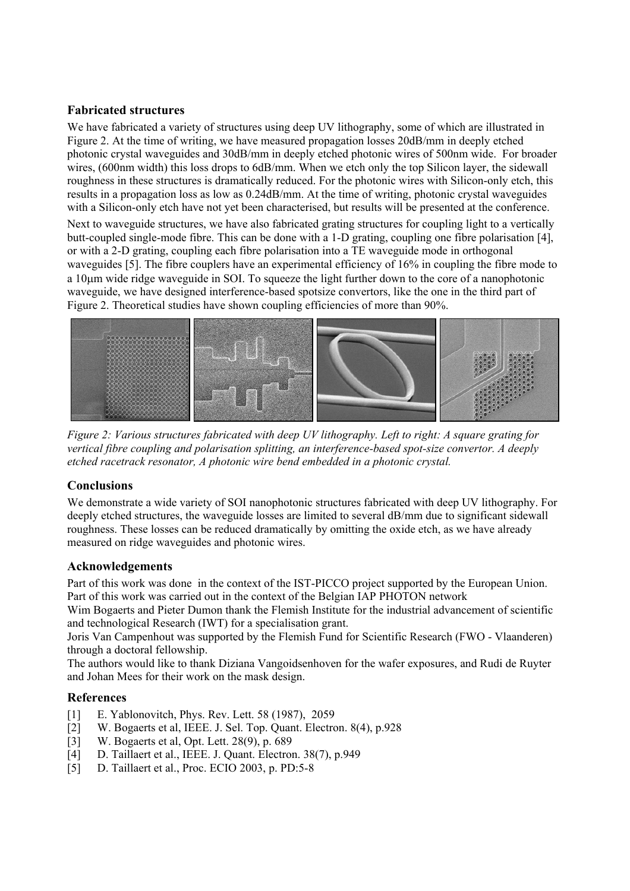### Fabricated structures

We have fabricated a variety of structures using deep UV lithography, some of which are illustrated in Figure 2. At the time of writing, we have measured propagation losses 20dB/mm in deeply etched photonic crystal waveguides and 30dB/mm in deeply etched photonic wires of 500nm wide. For broader wires, (600nm width) this loss drops to 6dB/mm. When we etch only the top Silicon layer, the sidewall roughness in these structures is dramatically reduced. For the photonic wires with Silicon-only etch, this results in a propagation loss as low as 0.24dB/mm. At the time of writing, photonic crystal waveguides with a Silicon-only etch have not yet been characterised, but results will be presented at the conference.

Next to waveguide structures, we have also fabricated grating structures for coupling light to a vertically butt-coupled single-mode fibre. This can be done with a 1-D grating, coupling one fibre polarisation [4], or with a 2-D grating, coupling each fibre polarisation into a TE waveguide mode in orthogonal waveguides [5]. The fibre couplers have an experimental efficiency of 16% in coupling the fibre mode to a 10μm wide ridge waveguide in SOI. To squeeze the light further down to the core of a nanophotonic waveguide, we have designed interference-based spotsize convertors, like the one in the third part of Figure 2. Theoretical studies have shown coupling efficiencies of more than 90%.

*Figure 2: Various structures fabricated with deep UV lithography. Left to right: A square grating for vertical fibre coupling and polarisation splitting, an interference-based spot-size convertor. A deeply etched racetrack resonator, A photonic wire bend embedded in a photonic crystal.*

### Conclusions

We demonstrate a wide variety of SOI nanophotonic structures fabricated with deep UV lithography. For deeply etched structures, the waveguide losses are limited to several dB/mm due to significant sidewall roughness. These losses can be reduced dramatically by omitting the oxide etch, as we have already measured on ridge waveguides and photonic wires.

### Acknowledgements

Part of this work was done in the context of the IST-PICCO project supported by the European Union.
Part of this work was carried out in the context of the Belgian IAP PHOTON network
Wim Bogaerts and Pieter Dumon thank the Flemish Institute for the industrial advancement of scientific and technological Research (IWT) for a specialisation grant.
Joris Van Campenhout was supported by the Flemish Fund for Scientific Research (FWO - Vlaanderen) through a doctoral fellowship.
The authors would like to thank Diziana Vangoidsenhoven for the wafer exposures, and Rudi de Ruyter and Johan Mees for their work on the mask design.

### References

[1] E. Yablonovitch, Phys. Rev. Lett. 58 (1987), 2059
[2] W. Bogaerts et al, IEEE. J. Sel. Top. Quant. Electron. 8(4), p.928
[3] W. Bogaerts et al, Opt. Lett. 28(9), p. 689
[4] D. Taillaert et al., IEEE. J. Quant. Electron. 38(7), p.949
[5] D. Taillaert et al., Proc. ECIO 2003, p. PD:5-8